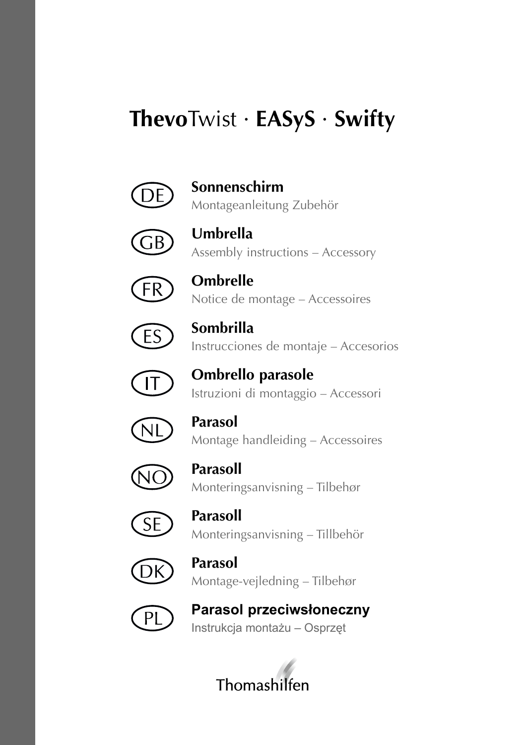# **Thevo**Twist · **EASyS** · **Swifty**

DE **Sonnenschirm**
Montageanleitung Zubehör

GB **Umbrella**
Assembly instructions – Accessory

FR **Ombrelle**
Notice de montage – Accessoires

ES **Sombrilla**
Instrucciones de montaje – Accesorios

IT **Ombrello parasole**
Istruzioni di montaggio – Accessori

NL **Parasol**
Montage handleiding – Accessoires

NO **Parasoll**
Monteringsanvisning – Tilbehør

SE **Parasoll**
Monteringsanvisning – Tillbehör

DK **Parasol**
Montage-vejledning – Tilbehør

PL **Parasol przeciwsłoneczny**
Instrukcja montażu – Osprzęt

Thomashilfen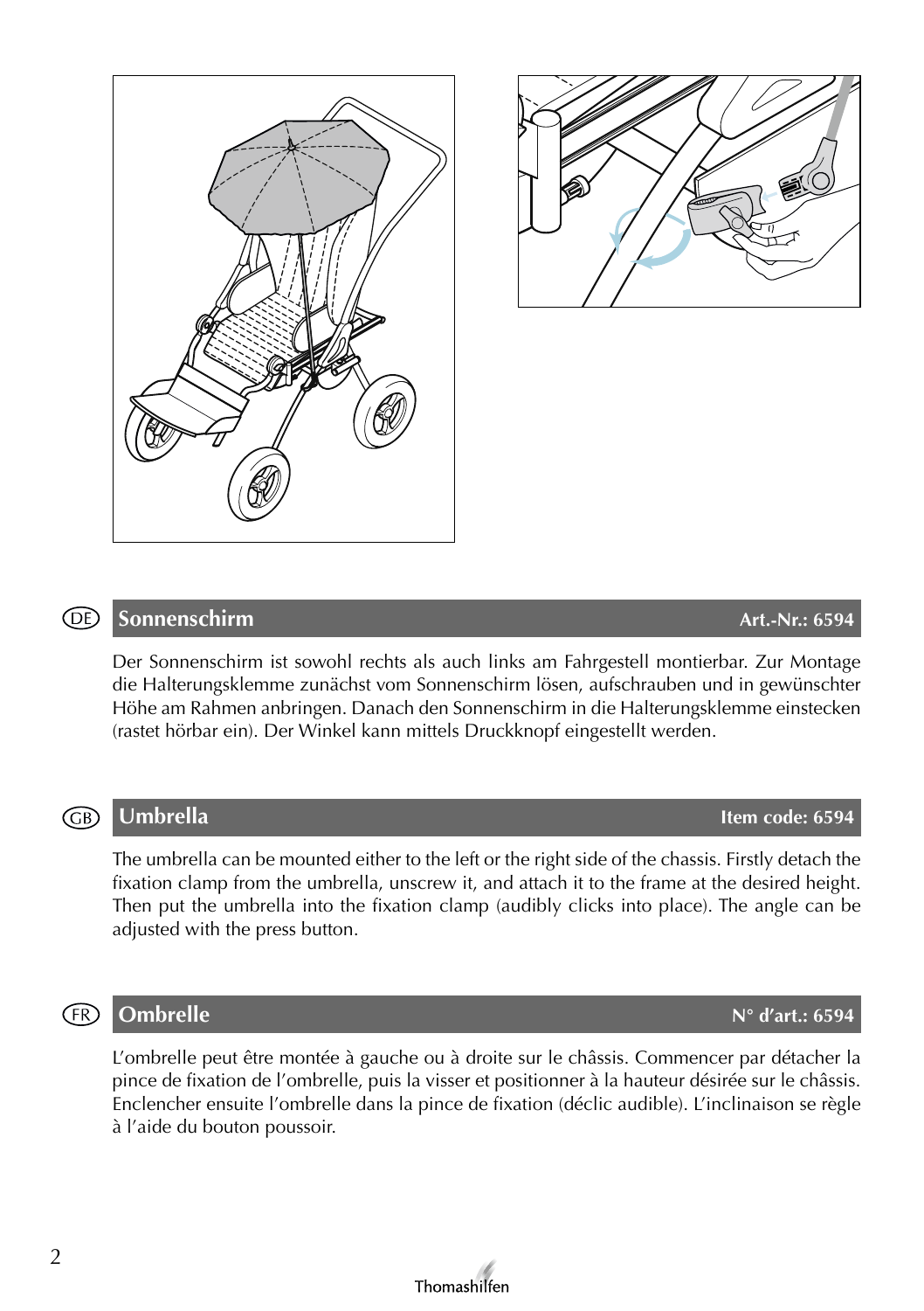## DE Sonnenschirm **Art.-Nr.: 6594**

Der Sonnenschirm ist sowohl rechts als auch links am Fahrgestell montierbar. Zur Montage die Halterungsklemme zunächst vom Sonnenschirm lösen, aufschrauben und in gewünschter Höhe am Rahmen anbringen. Danach den Sonnenschirm in die Halterungsklemme einstecken (rastet hörbar ein). Der Winkel kann mittels Druckknopf eingestellt werden.

## GB Umbrella **Item code: 6594**

The umbrella can be mounted either to the left or the right side of the chassis. Firstly detach the fixation clamp from the umbrella, unscrew it, and attach it to the frame at the desired height. Then put the umbrella into the fixation clamp (audibly clicks into place). The angle can be adjusted with the press button.

## FR Ombrelle **N° d'art.: 6594**

L'ombrelle peut être montée à gauche ou à droite sur le châssis. Commencer par détacher la pince de fixation de l'ombrelle, puis la visser et positionner à la hauteur désirée sur le châssis. Enclencher ensuite l'ombrelle dans la pince de fixation (déclic audible). L'inclinaison se règle à l'aide du bouton poussoir.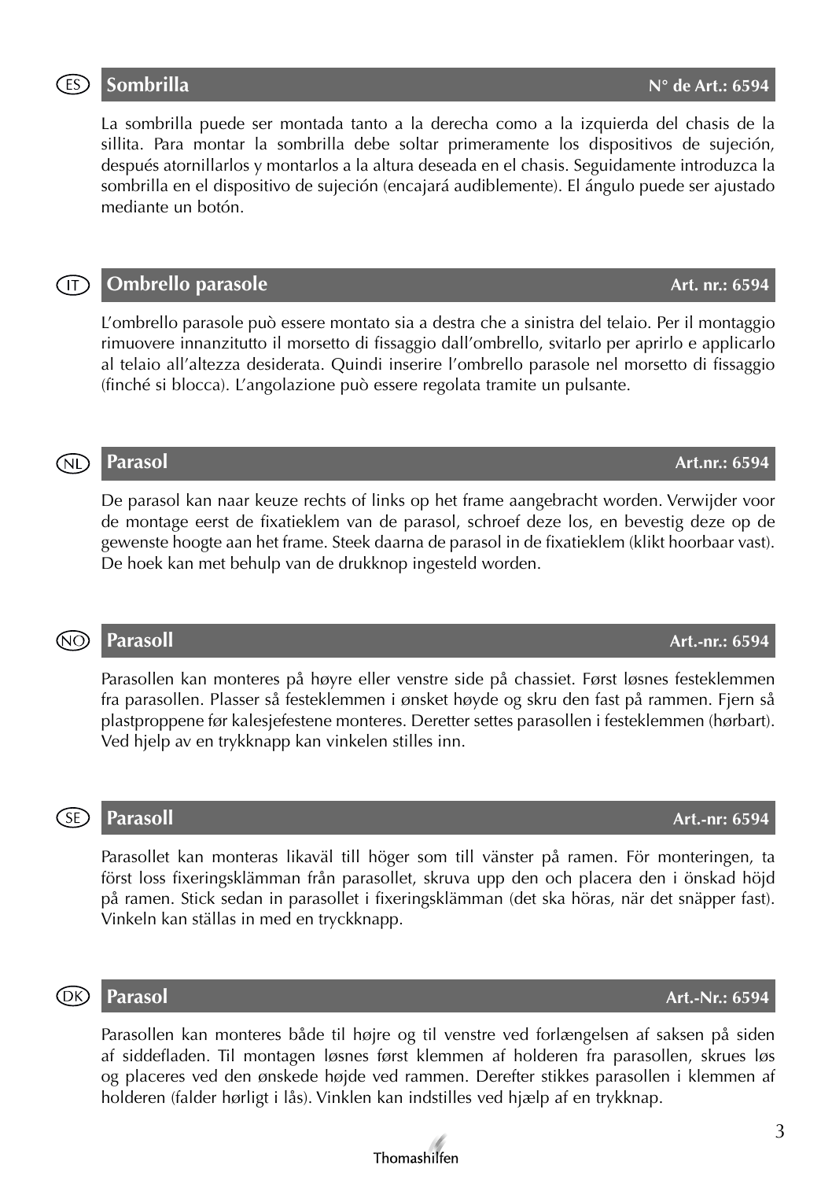## ES Sombrilla — N° de Art.: 6594

La sombrilla puede ser montada tanto a la derecha como a la izquierda del chasis de la sillita. Para montar la sombrilla debe soltar primeramente los dispositivos de sujeción, después atornillarlos y montarlos a la altura deseada en el chasis. Seguidamente introduzca la sombrilla en el dispositivo de sujeción (encajará audiblemente). El ángulo puede ser ajustado mediante un botón.

## IT Ombrello parasole — Art. nr.: 6594

L'ombrello parasole può essere montato sia a destra che a sinistra del telaio. Per il montaggio rimuovere innanzitutto il morsetto di fissaggio dall'ombrello, svitarlo per aprirlo e applicarlo al telaio all'altezza desiderata. Quindi inserire l'ombrello parasole nel morsetto di fissaggio (finché si blocca). L'angolazione può essere regolata tramite un pulsante.

## NL Parasol — Art.nr.: 6594

De parasol kan naar keuze rechts of links op het frame aangebracht worden. Verwijder voor de montage eerst de fixatieklem van de parasol, schroef deze los, en bevestig deze op de gewenste hoogte aan het frame. Steek daarna de parasol in de fixatieklem (klikt hoorbaar vast). De hoek kan met behulp van de drukknop ingesteld worden.

## NO Parasoll — Art.-nr.: 6594

Parasollen kan monteres på høyre eller venstre side på chassiet. Først løsnes festeklemmen fra parasollen. Plasser så festeklemmen i ønsket høyde og skru den fast på rammen. Fjern så plastproppene før kalesjefestene monteres. Deretter settes parasollen i festeklemmen (hørbart). Ved hjelp av en trykknapp kan vinkelen stilles inn.

## SE Parasoll — Art.-nr: 6594

Parasollet kan monteras likaväl till höger som till vänster på ramen. För monteringen, ta först loss fixeringsklämman från parasollet, skruva upp den och placera den i önskad höjd på ramen. Stick sedan in parasollet i fixeringsklämman (det ska höras, när det snäpper fast). Vinkeln kan ställas in med en tryckknapp.

## DK Parasol — Art.-Nr.: 6594

Parasollen kan monteres både til højre og til venstre ved forlængelsen af saksen på siden af siddefladen. Til montagen løsnes først klemmen af holderen fra parasollen, skrues løs og placeres ved den ønskede højde ved rammen. Derefter stikkes parasollen i klemmen af holderen (falder hørligt i lås). Vinklen kan indstilles ved hjælp af en trykknap.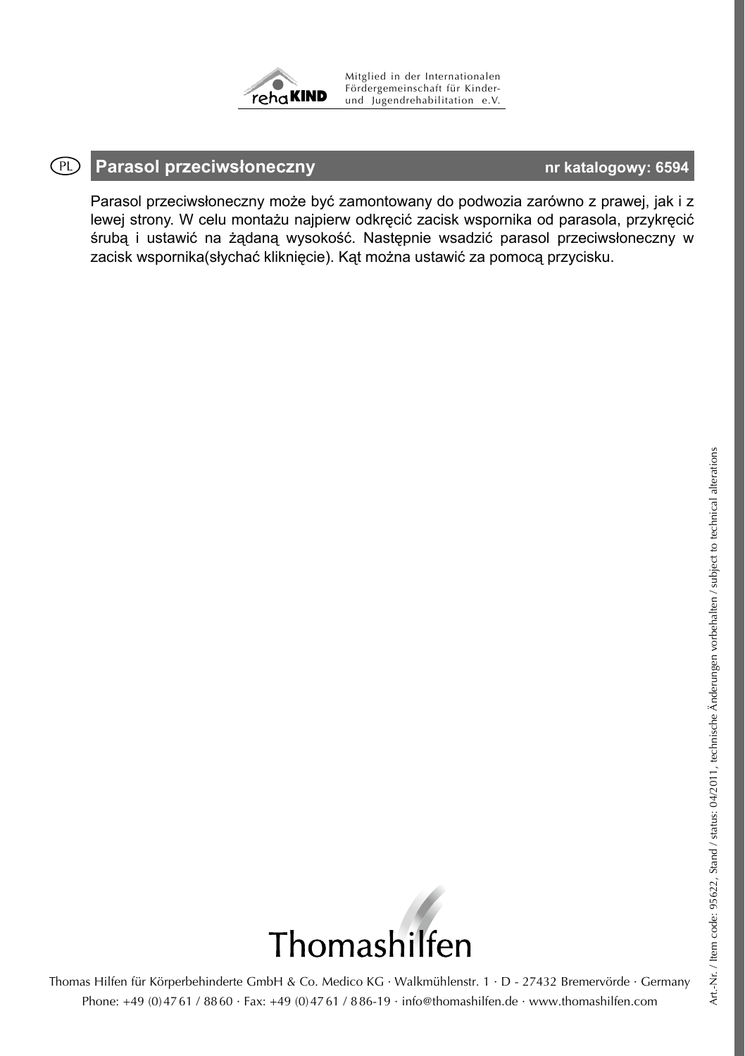Mitglied in der Internationalen Fördergemeinschaft für Kinder- und Jugendrehabilitation e.V.

## (PL) Parasol przeciwsłoneczny — nr katalogowy: 6594

Parasol przeciwsłoneczny może być zamontowany do podwozia zarówno z prawej, jak i z lewej strony. W celu montażu najpierw odkręcić zacisk wspornika od parasola, przykręcić śrubą i ustawić na żądaną wysokość. Następnie wsadzić parasol przeciwsłoneczny w zacisk wspornika(słychać kliknięcie). Kąt można ustawić za pomocą przycisku.

Thomashilfen

Thomas Hilfen für Körperbehinderte GmbH & Co. Medico KG · Walkmühlenstr. 1 · D - 27432 Bremervörde · Germany
Phone: +49 (0) 47 61 / 88 60 · Fax: +49 (0) 47 61 / 8 86-19 · info@thomashilfen.de · www.thomashilfen.com

Art.-Nr. / Item code: 95622, Stand / status: 04/2011, technische Änderungen vorbehalten / subject to technical alterations